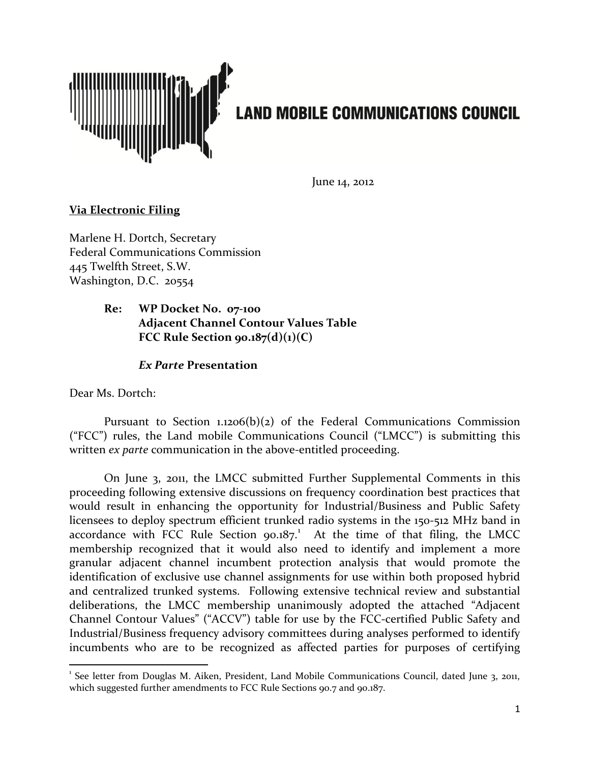# LAND MOBILE COMMUNICATIONS COUNCIL

June 14, 2012

**Via Electronic Filing**

Marlene H. Dortch, Secretary
Federal Communications Commission
445 Twelfth Street, S.W.
Washington, D.C. 20554

> **Re: WP Docket No. 07-100**
> **Adjacent Channel Contour Values Table**
> **FCC Rule Section 90.187(d)(1)(C)**
>
> ***Ex Parte* Presentation**

Dear Ms. Dortch:

Pursuant to Section 1.1206(b)(2) of the Federal Communications Commission ("FCC") rules, the Land mobile Communications Council ("LMCC") is submitting this written *ex parte* communication in the above-entitled proceeding.

On June 3, 2011, the LMCC submitted Further Supplemental Comments in this proceeding following extensive discussions on frequency coordination best practices that would result in enhancing the opportunity for Industrial/Business and Public Safety licensees to deploy spectrum efficient trunked radio systems in the 150-512 MHz band in accordance with FCC Rule Section 90.187.[1] At the time of that filing, the LMCC membership recognized that it would also need to identify and implement a more granular adjacent channel incumbent protection analysis that would promote the identification of exclusive use channel assignments for use within both proposed hybrid and centralized trunked systems. Following extensive technical review and substantial deliberations, the LMCC membership unanimously adopted the attached "Adjacent Channel Contour Values" ("ACCV") table for use by the FCC-certified Public Safety and Industrial/Business frequency advisory committees during analyses performed to identify incumbents who are to be recognized as affected parties for purposes of certifying

[1] See letter from Douglas M. Aiken, President, Land Mobile Communications Council, dated June 3, 2011, which suggested further amendments to FCC Rule Sections 90.7 and 90.187.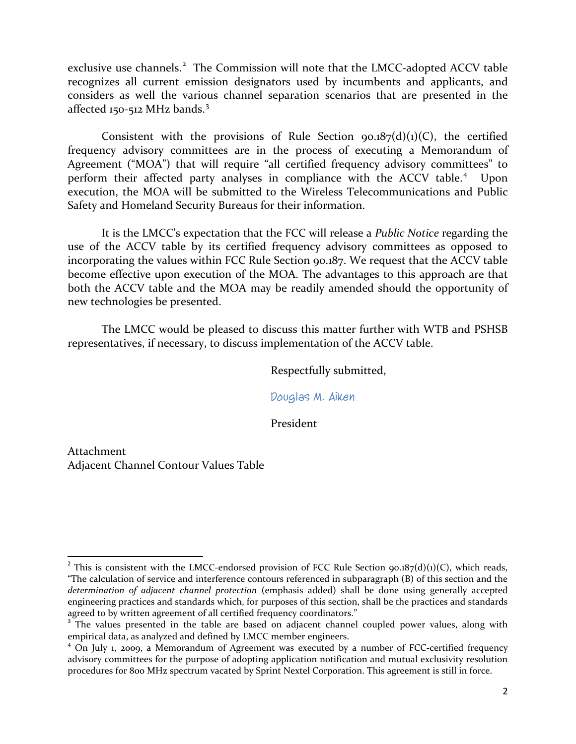exclusive use channels.[2] The Commission will note that the LMCC-adopted ACCV table recognizes all current emission designators used by incumbents and applicants, and considers as well the various channel separation scenarios that are presented in the affected 150-512 MHz bands.[3]

Consistent with the provisions of Rule Section 90.187(d)(1)(C), the certified frequency advisory committees are in the process of executing a Memorandum of Agreement ("MOA") that will require "all certified frequency advisory committees" to perform their affected party analyses in compliance with the ACCV table.[4] Upon execution, the MOA will be submitted to the Wireless Telecommunications and Public Safety and Homeland Security Bureaus for their information.

It is the LMCC's expectation that the FCC will release a *Public Notice* regarding the use of the ACCV table by its certified frequency advisory committees as opposed to incorporating the values within FCC Rule Section 90.187. We request that the ACCV table become effective upon execution of the MOA. The advantages to this approach are that both the ACCV table and the MOA may be readily amended should the opportunity of new technologies be presented.

The LMCC would be pleased to discuss this matter further with WTB and PSHSB representatives, if necessary, to discuss implementation of the ACCV table.

Respectfully submitted,

Douglas M. Aiken

President

Attachment
Adjacent Channel Contour Values Table

---

[2] This is consistent with the LMCC-endorsed provision of FCC Rule Section 90.187(d)(1)(C), which reads, "The calculation of service and interference contours referenced in subparagraph (B) of this section and the *determination of adjacent channel protection* (emphasis added) shall be done using generally accepted engineering practices and standards which, for purposes of this section, shall be the practices and standards agreed to by written agreement of all certified frequency coordinators."

[3] The values presented in the table are based on adjacent channel coupled power values, along with empirical data, as analyzed and defined by LMCC member engineers.

[4] On July 1, 2009, a Memorandum of Agreement was executed by a number of FCC-certified frequency advisory committees for the purpose of adopting application notification and mutual exclusivity resolution procedures for 800 MHz spectrum vacated by Sprint Nextel Corporation. This agreement is still in force.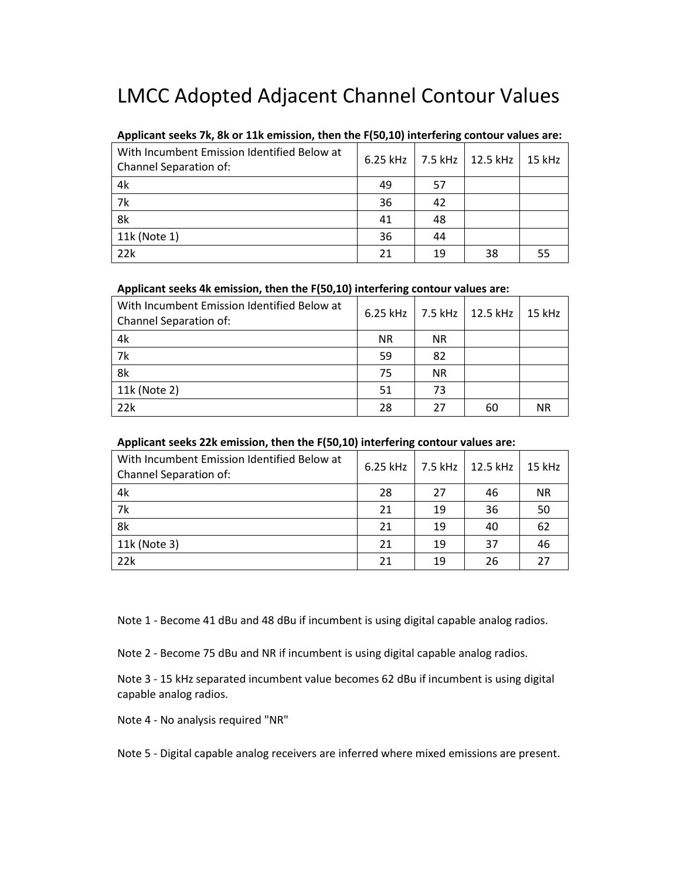# LMCC Adopted Adjacent Channel Contour Values

**Applicant seeks 7k, 8k or 11k emission, then the F(50,10) interfering contour values are:**

| With Incumbent Emission Identified Below at Channel Separation of: | 6.25 kHz | 7.5 kHz | 12.5 kHz | 15 kHz |
|---|---|---|---|---|
| 4k | 49 | 57 | | |
| 7k | 36 | 42 | | |
| 8k | 41 | 48 | | |
| 11k (Note 1) | 36 | 44 | | |
| 22k | 21 | 19 | 38 | 55 |

**Applicant seeks 4k emission, then the F(50,10) interfering contour values are:**

| With Incumbent Emission Identified Below at Channel Separation of: | 6.25 kHz | 7.5 kHz | 12.5 kHz | 15 kHz |
|---|---|---|---|---|
| 4k | NR | NR | | |
| 7k | 59 | 82 | | |
| 8k | 75 | NR | | |
| 11k (Note 2) | 51 | 73 | | |
| 22k | 28 | 27 | 60 | NR |

**Applicant seeks 22k emission, then the F(50,10) interfering contour values are:**

| With Incumbent Emission Identified Below at Channel Separation of: | 6.25 kHz | 7.5 kHz | 12.5 kHz | 15 kHz |
|---|---|---|---|---|
| 4k | 28 | 27 | 46 | NR |
| 7k | 21 | 19 | 36 | 50 |
| 8k | 21 | 19 | 40 | 62 |
| 11k (Note 3) | 21 | 19 | 37 | 46 |
| 22k | 21 | 19 | 26 | 27 |

Note 1 - Become 41 dBu and 48 dBu if incumbent is using digital capable analog radios.

Note 2 - Become 75 dBu and NR if incumbent is using digital capable analog radios.

Note 3 - 15 kHz separated incumbent value becomes 62 dBu if incumbent is using digital capable analog radios.

Note 4 - No analysis required "NR"

Note 5 - Digital capable analog receivers are inferred where mixed emissions are present.